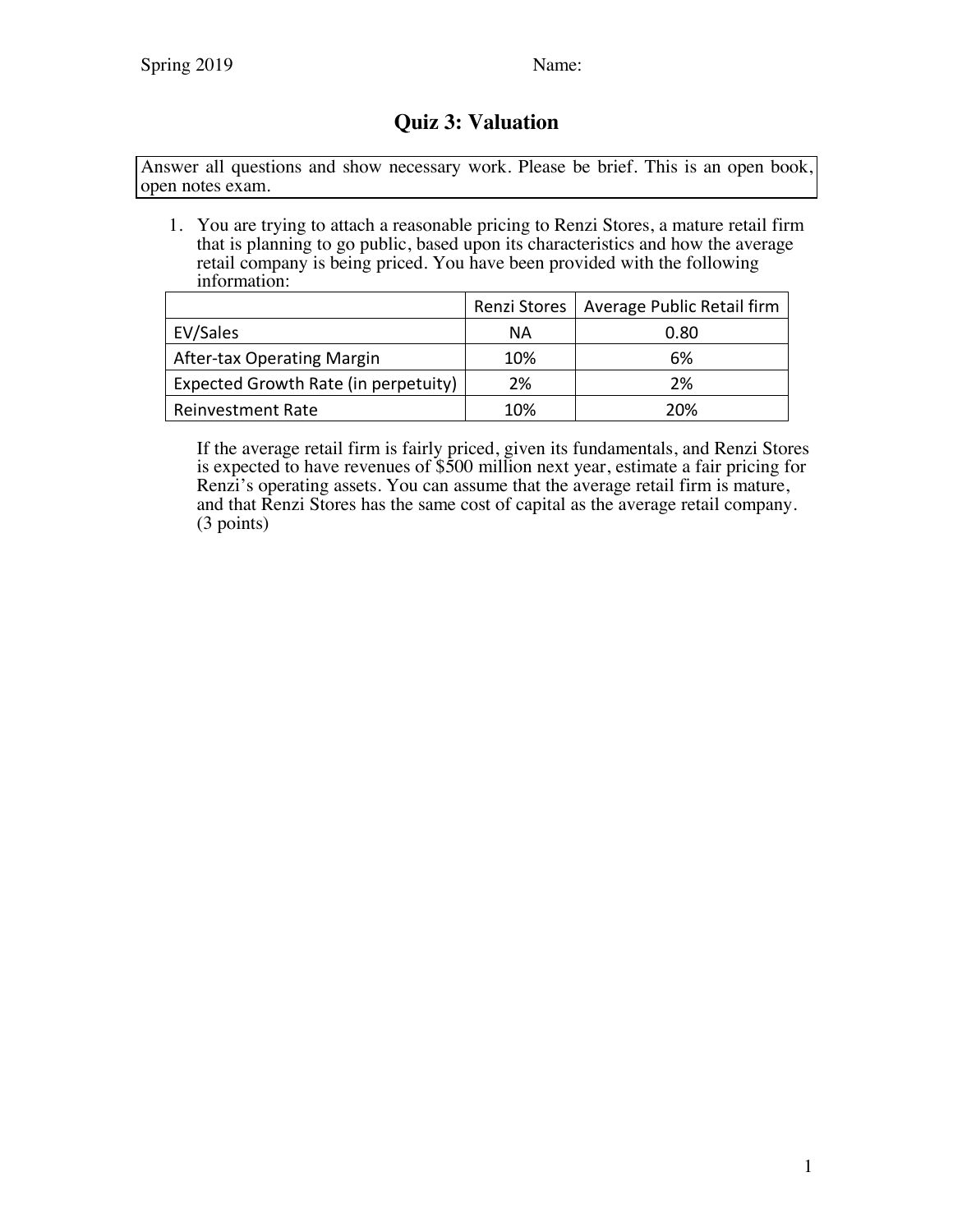Spring 2019 Name:

# Quiz 3: Valuation

Answer all questions and show necessary work. Please be brief. This is an open book, open notes exam.

1. You are trying to attach a reasonable pricing to Renzi Stores, a mature retail firm that is planning to go public, based upon its characteristics and how the average retail company is being priced. You have been provided with the following information:

| | Renzi Stores | Average Public Retail firm |
|---|---|---|
| EV/Sales | NA | 0.80 |
| After-tax Operating Margin | 10% | 6% |
| Expected Growth Rate (in perpetuity) | 2% | 2% |
| Reinvestment Rate | 10% | 20% |

If the average retail firm is fairly priced, given its fundamentals, and Renzi Stores is expected to have revenues of $500 million next year, estimate a fair pricing for Renzi's operating assets. You can assume that the average retail firm is mature, and that Renzi Stores has the same cost of capital as the average retail company. (3 points)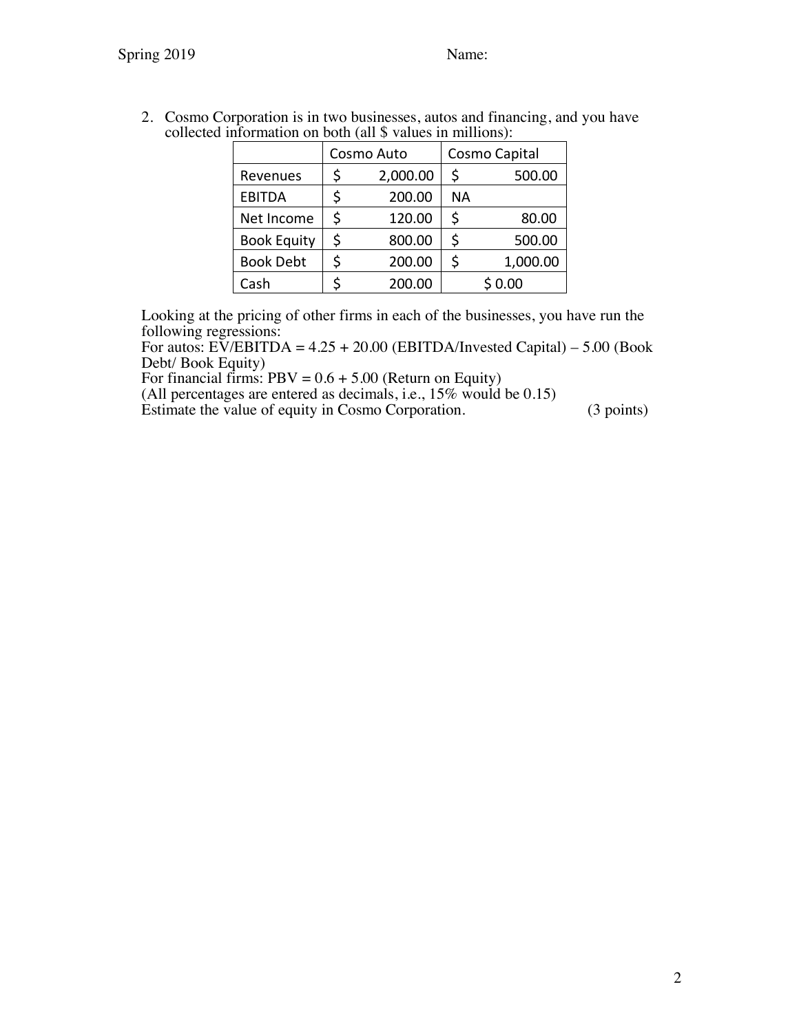2. Cosmo Corporation is in two businesses, autos and financing, and you have collected information on both (all $ values in millions):

| | Cosmo Auto | Cosmo Capital |
|---|---|---|
| Revenues | $ 2,000.00 | $ 500.00 |
| EBITDA | $ 200.00 | NA |
| Net Income | $ 120.00 | $ 80.00 |
| Book Equity | $ 800.00 | $ 500.00 |
| Book Debt | $ 200.00 | $ 1,000.00 |
| Cash | $ 200.00 | $ 0.00 |

Looking at the pricing of other firms in each of the businesses, you have run the following regressions:
For autos: EV/EBITDA = 4.25 + 20.00 (EBITDA/Invested Capital) – 5.00 (Book Debt/ Book Equity)
For financial firms: PBV = 0.6 + 5.00 (Return on Equity)
(All percentages are entered as decimals, i.e., 15% would be 0.15)
Estimate the value of equity in Cosmo Corporation. (3 points)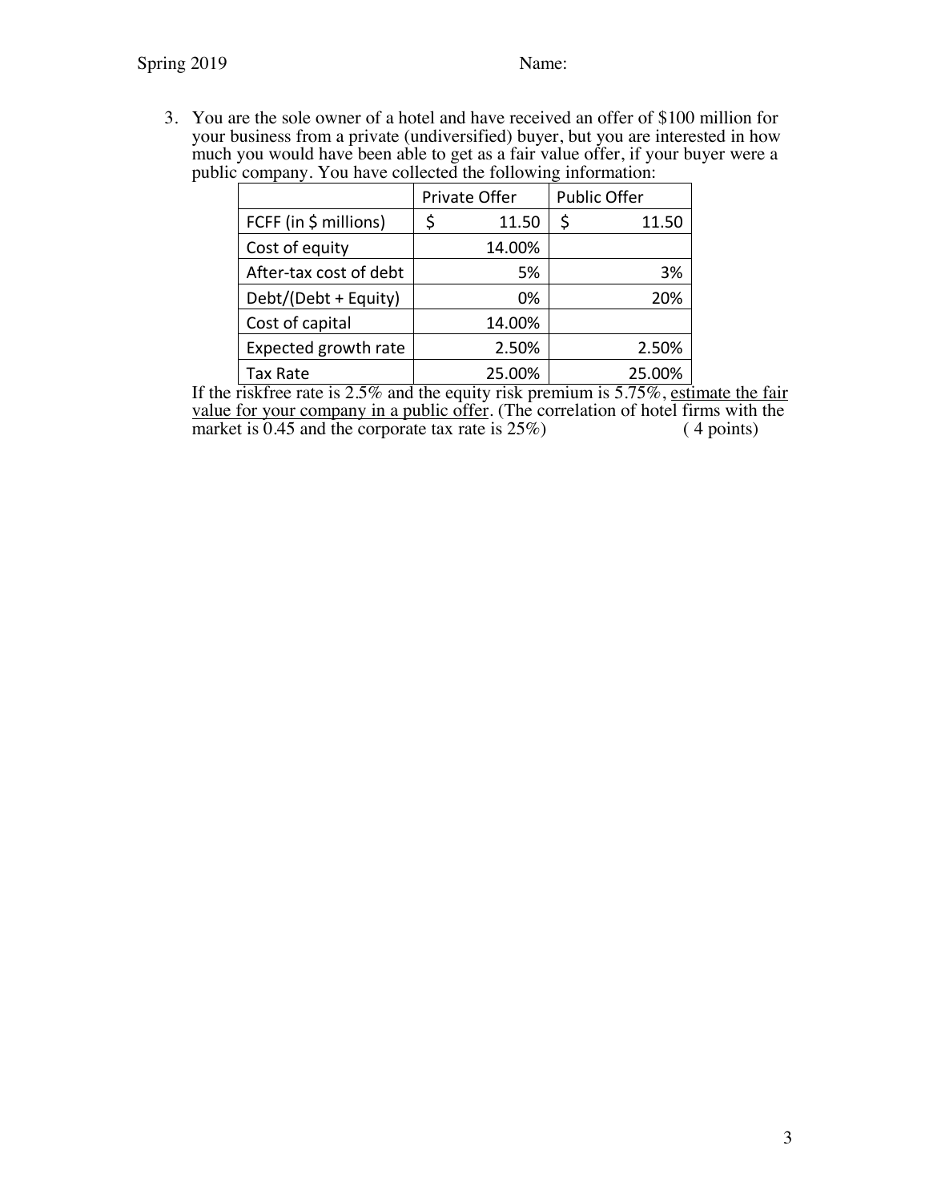3. You are the sole owner of a hotel and have received an offer of $100 million for your business from a private (undiversified) buyer, but you are interested in how much you would have been able to get as a fair value offer, if your buyer were a public company. You have collected the following information:

| | Private Offer | Public Offer |
|---|---|---|
| FCFF (in $ millions) | $ 11.50 | $ 11.50 |
| Cost of equity | 14.00% | |
| After-tax cost of debt | 5% | 3% |
| Debt/(Debt + Equity) | 0% | 20% |
| Cost of capital | 14.00% | |
| Expected growth rate | 2.50% | 2.50% |
| Tax Rate | 25.00% | 25.00% |

If the riskfree rate is 2.5% and the equity risk premium is 5.75%, <u>estimate the fair value for your company in a public offer</u>. (The correlation of hotel firms with the market is 0.45 and the corporate tax rate is 25%) ( 4 points)